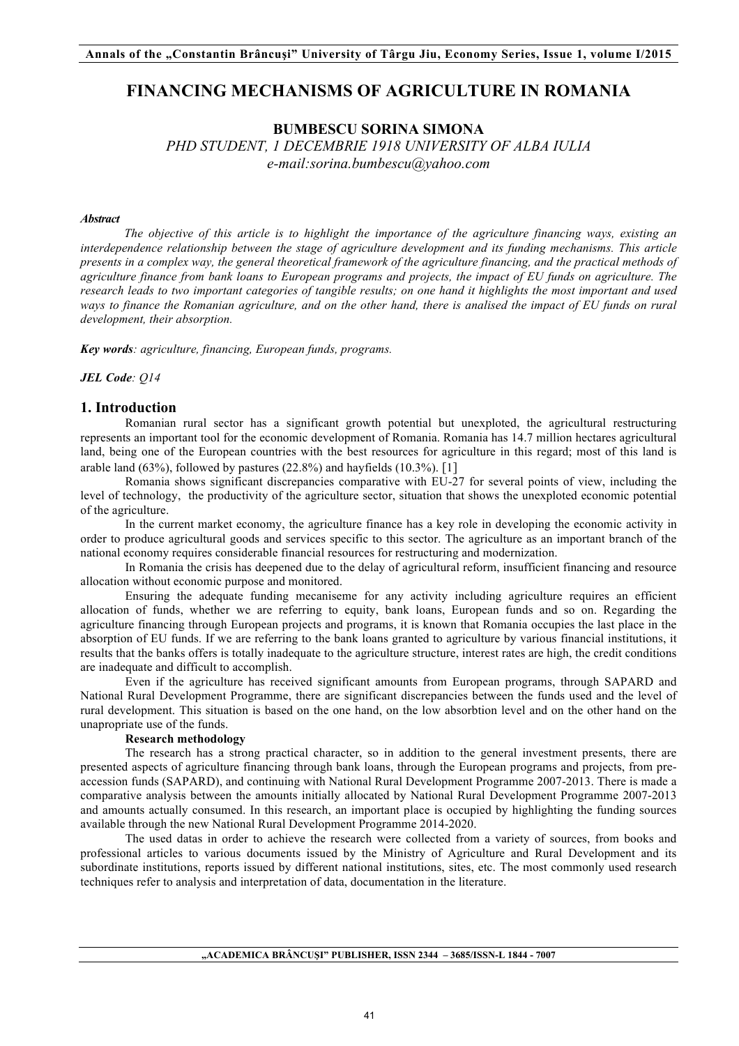# FINANCING MECHANISMS OF AGRICULTURE IN ROMANIA

**BUMBESCU SORINA SIMONA**

*PHD STUDENT, 1 DECEMBRIE 1918 UNIVERSITY OF ALBA IULIA*

*e-mail:sorina.bumbescu@yahoo.com*

***Abstract***

*The objective of this article is to highlight the importance of the agriculture financing ways, existing an interdependence relationship between the stage of agriculture development and its funding mechanisms. This article presents in a complex way, the general theoretical framework of the agriculture financing, and the practical methods of agriculture finance from bank loans to European programs and projects, the impact of EU funds on agriculture. The research leads to two important categories of tangible results; on one hand it highlights the most important and used ways to finance the Romanian agriculture, and on the other hand, there is analised the impact of EU funds on rural development, their absorption.*

***Key words****: agriculture, financing, European funds, programs.*

***JEL Code****: Q14*

## 1. Introduction

Romanian rural sector has a significant growth potential but unexploted, the agricultural restructuring represents an important tool for the economic development of Romania. Romania has 14.7 million hectares agricultural land, being one of the European countries with the best resources for agriculture in this regard; most of this land is arable land (63%), followed by pastures (22.8%) and hayfields (10.3%). [1]

Romania shows significant discrepancies comparative with EU-27 for several points of view, including the level of technology, the productivity of the agriculture sector, situation that shows the unexploted economic potential of the agriculture.

In the current market economy, the agriculture finance has a key role in developing the economic activity in order to produce agricultural goods and services specific to this sector. The agriculture as an important branch of the national economy requires considerable financial resources for restructuring and modernization.

In Romania the crisis has deepened due to the delay of agricultural reform, insufficient financing and resource allocation without economic purpose and monitored.

Ensuring the adequate funding mecaniseme for any activity including agriculture requires an efficient allocation of funds, whether we are referring to equity, bank loans, European funds and so on. Regarding the agriculture financing through European projects and programs, it is known that Romania occupies the last place in the absorption of EU funds. If we are referring to the bank loans granted to agriculture by various financial institutions, it results that the banks offers is totally inadequate to the agriculture structure, interest rates are high, the credit conditions are inadequate and difficult to accomplish.

Even if the agriculture has received significant amounts from European programs, through SAPARD and National Rural Development Programme, there are significant discrepancies between the funds used and the level of rural development. This situation is based on the one hand, on the low absorbtion level and on the other hand on the unapropriate use of the funds.

**Research methodology**

The research has a strong practical character, so in addition to the general investment presents, there are presented aspects of agriculture financing through bank loans, through the European programs and projects, from pre-accession funds (SAPARD), and continuing with National Rural Development Programme 2007-2013. There is made a comparative analysis between the amounts initially allocated by National Rural Development Programme 2007-2013 and amounts actually consumed. In this research, an important place is occupied by highlighting the funding sources available through the new National Rural Development Programme 2014-2020.

The used datas in order to achieve the research were collected from a variety of sources, from books and professional articles to various documents issued by the Ministry of Agriculture and Rural Development and its subordinate institutions, reports issued by different national institutions, sites, etc. The most commonly used research techniques refer to analysis and interpretation of data, documentation in the literature.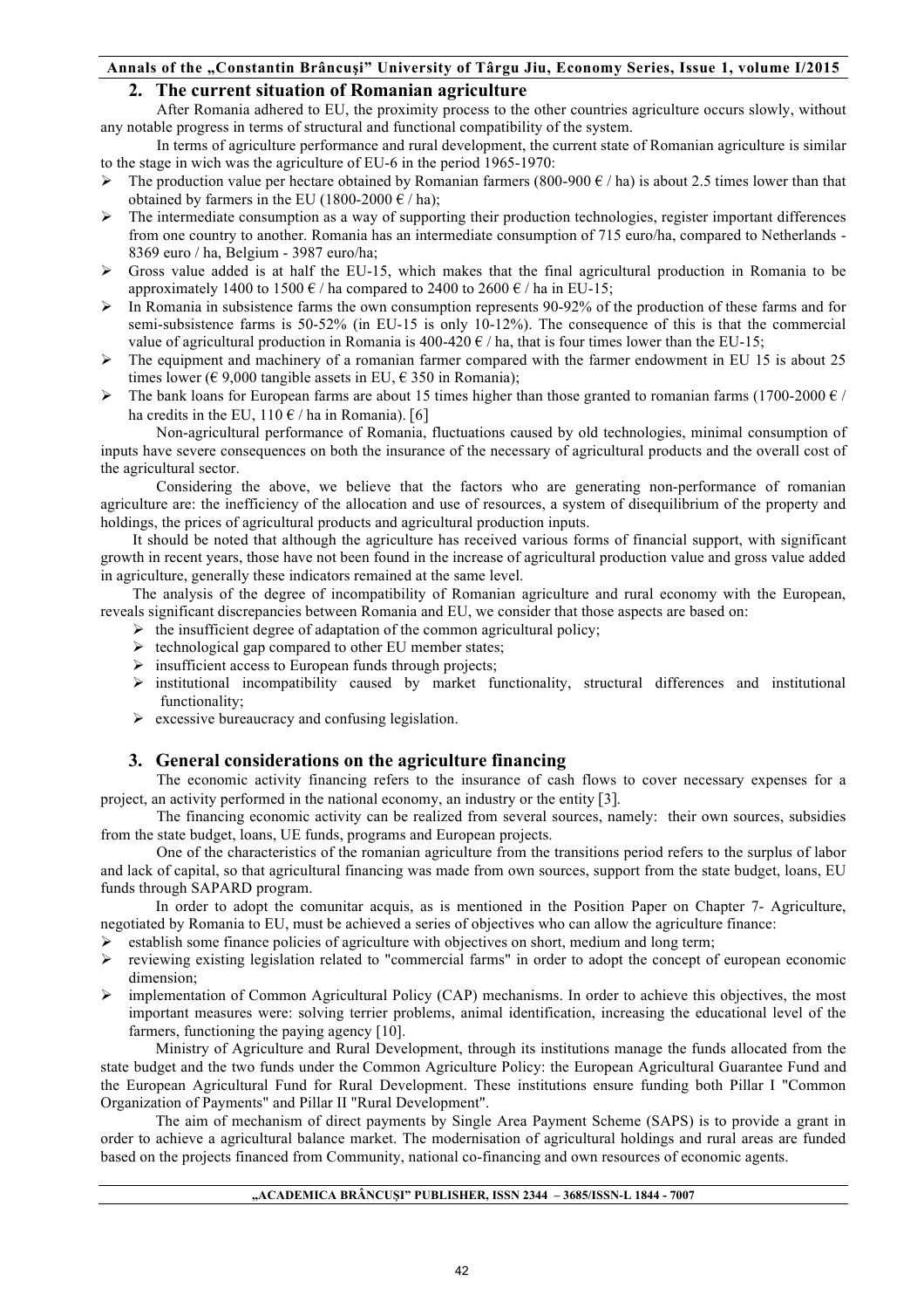## 2. The current situation of Romanian agriculture

After Romania adhered to EU, the proximity process to the other countries agriculture occurs slowly, without any notable progress in terms of structural and functional compatibility of the system.

In terms of agriculture performance and rural development, the current state of Romanian agriculture is similar to the stage in wich was the agriculture of EU-6 in the period 1965-1970:

- The production value per hectare obtained by Romanian farmers (800-900 € / ha) is about 2.5 times lower than that obtained by farmers in the EU (1800-2000 € / ha);
- The intermediate consumption as a way of supporting their production technologies, register important differences from one country to another. Romania has an intermediate consumption of 715 euro/ha, compared to Netherlands - 8369 euro / ha, Belgium - 3987 euro/ha;
- Gross value added is at half the EU-15, which makes that the final agricultural production in Romania to be approximately 1400 to 1500 € / ha compared to 2400 to 2600 € / ha in EU-15;
- In Romania in subsistence farms the own consumption represents 90-92% of the production of these farms and for semi-subsistence farms is 50-52% (in EU-15 is only 10-12%). The consequence of this is that the commercial value of agricultural production in Romania is 400-420 € / ha, that is four times lower than the EU-15;
- The equipment and machinery of a romanian farmer compared with the farmer endowment in EU 15 is about 25 times lower (€ 9,000 tangible assets in EU, € 350 in Romania);
- The bank loans for European farms are about 15 times higher than those granted to romanian farms (1700-2000 € / ha credits in the EU, 110 € / ha in Romania). [6]

Non-agricultural performance of Romania, fluctuations caused by old technologies, minimal consumption of inputs have severe consequences on both the insurance of the necessary of agricultural products and the overall cost of the agricultural sector.

Considering the above, we believe that the factors who are generating non-performance of romanian agriculture are: the inefficiency of the allocation and use of resources, a system of disequilibrium of the property and holdings, the prices of agricultural products and agricultural production inputs.

It should be noted that although the agriculture has received various forms of financial support, with significant growth in recent years, those have not been found in the increase of agricultural production value and gross value added in agriculture, generally these indicators remained at the same level.

The analysis of the degree of incompatibility of Romanian agriculture and rural economy with the European, reveals significant discrepancies between Romania and EU, we consider that those aspects are based on:

- the insufficient degree of adaptation of the common agricultural policy;
- technological gap compared to other EU member states;
- insufficient access to European funds through projects;
- institutional incompatibility caused by market functionality, structural differences and institutional functionality;
- excessive bureaucracy and confusing legislation.

## 3. General considerations on the agriculture financing

The economic activity financing refers to the insurance of cash flows to cover necessary expenses for a project, an activity performed in the national economy, an industry or the entity [3].

The financing economic activity can be realized from several sources, namely: their own sources, subsidies from the state budget, loans, UE funds, programs and European projects.

One of the characteristics of the romanian agriculture from the transitions period refers to the surplus of labor and lack of capital, so that agricultural financing was made from own sources, support from the state budget, loans, EU funds through SAPARD program.

In order to adopt the comunitar acquis, as is mentioned in the Position Paper on Chapter 7- Agriculture, negotiated by Romania to EU, must be achieved a series of objectives who can allow the agriculture finance:

- establish some finance policies of agriculture with objectives on short, medium and long term;
- reviewing existing legislation related to "commercial farms" in order to adopt the concept of european economic dimension;
- implementation of Common Agricultural Policy (CAP) mechanisms. In order to achieve this objectives, the most important measures were: solving terrier problems, animal identification, increasing the educational level of the farmers, functioning the paying agency [10].

Ministry of Agriculture and Rural Development, through its institutions manage the funds allocated from the state budget and the two funds under the Common Agriculture Policy: the European Agricultural Guarantee Fund and the European Agricultural Fund for Rural Development. These institutions ensure funding both Pillar I "Common Organization of Payments" and Pillar II "Rural Development".

The aim of mechanism of direct payments by Single Area Payment Scheme (SAPS) is to provide a grant in order to achieve a agricultural balance market. The modernisation of agricultural holdings and rural areas are funded based on the projects financed from Community, national co-financing and own resources of economic agents.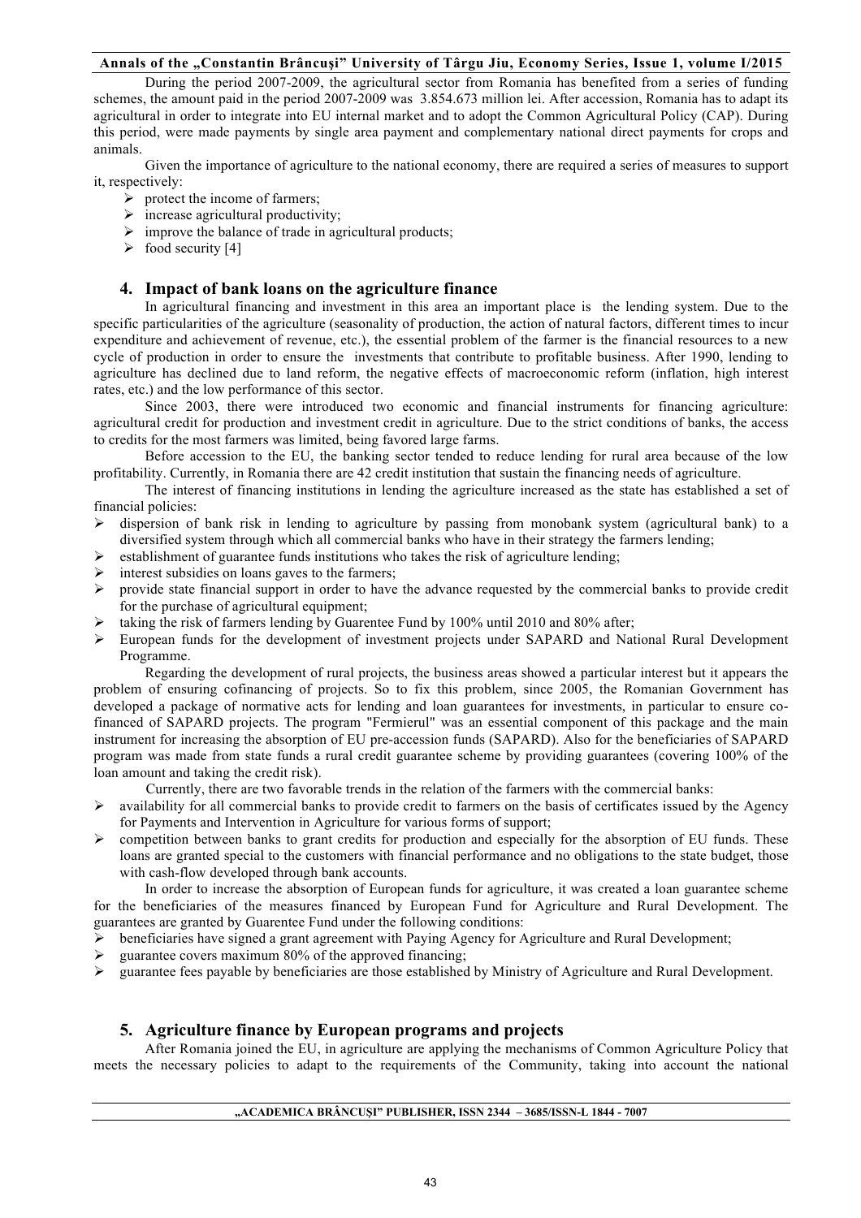During the period 2007-2009, the agricultural sector from Romania has benefited from a series of funding schemes, the amount paid in the period 2007-2009 was 3.854.673 million lei. After accession, Romania has to adapt its agricultural in order to integrate into EU internal market and to adopt the Common Agricultural Policy (CAP). During this period, were made payments by single area payment and complementary national direct payments for crops and animals.

Given the importance of agriculture to the national economy, there are required a series of measures to support it, respectively:

- protect the income of farmers;
- increase agricultural productivity;
- improve the balance of trade in agricultural products;
- food security [4]

## 4. Impact of bank loans on the agriculture finance

In agricultural financing and investment in this area an important place is the lending system. Due to the specific particularities of the agriculture (seasonality of production, the action of natural factors, different times to incur expenditure and achievement of revenue, etc.), the essential problem of the farmer is the financial resources to a new cycle of production in order to ensure the investments that contribute to profitable business. After 1990, lending to agriculture has declined due to land reform, the negative effects of macroeconomic reform (inflation, high interest rates, etc.) and the low performance of this sector.

Since 2003, there were introduced two economic and financial instruments for financing agriculture: agricultural credit for production and investment credit in agriculture. Due to the strict conditions of banks, the access to credits for the most farmers was limited, being favored large farms.

Before accession to the EU, the banking sector tended to reduce lending for rural area because of the low profitability. Currently, in Romania there are 42 credit institution that sustain the financing needs of agriculture.

The interest of financing institutions in lending the agriculture increased as the state has established a set of financial policies:

- dispersion of bank risk in lending to agriculture by passing from monobank system (agricultural bank) to a diversified system through which all commercial banks who have in their strategy the farmers lending;
- establishment of guarantee funds institutions who takes the risk of agriculture lending;
- interest subsidies on loans gaves to the farmers;
- provide state financial support in order to have the advance requested by the commercial banks to provide credit for the purchase of agricultural equipment;
- taking the risk of farmers lending by Guarentee Fund by 100% until 2010 and 80% after;
- European funds for the development of investment projects under SAPARD and National Rural Development Programme.

Regarding the development of rural projects, the business areas showed a particular interest but it appears the problem of ensuring cofinancing of projects. So to fix this problem, since 2005, the Romanian Government has developed a package of normative acts for lending and loan guarantees for investments, in particular to ensure co-financed of SAPARD projects. The program "Fermierul" was an essential component of this package and the main instrument for increasing the absorption of EU pre-accession funds (SAPARD). Also for the beneficiaries of SAPARD program was made from state funds a rural credit guarantee scheme by providing guarantees (covering 100% of the loan amount and taking the credit risk).

Currently, there are two favorable trends in the relation of the farmers with the commercial banks:

- availability for all commercial banks to provide credit to farmers on the basis of certificates issued by the Agency for Payments and Intervention in Agriculture for various forms of support;
- competition between banks to grant credits for production and especially for the absorption of EU funds. These loans are granted special to the customers with financial performance and no obligations to the state budget, those with cash-flow developed through bank accounts.

In order to increase the absorption of European funds for agriculture, it was created a loan guarantee scheme for the beneficiaries of the measures financed by European Fund for Agriculture and Rural Development. The guarantees are granted by Guarentee Fund under the following conditions:

- beneficiaries have signed a grant agreement with Paying Agency for Agriculture and Rural Development;
- guarantee covers maximum 80% of the approved financing;
- guarantee fees payable by beneficiaries are those established by Ministry of Agriculture and Rural Development.

## 5. Agriculture finance by European programs and projects

After Romania joined the EU, in agriculture are applying the mechanisms of Common Agriculture Policy that meets the necessary policies to adapt to the requirements of the Community, taking into account the national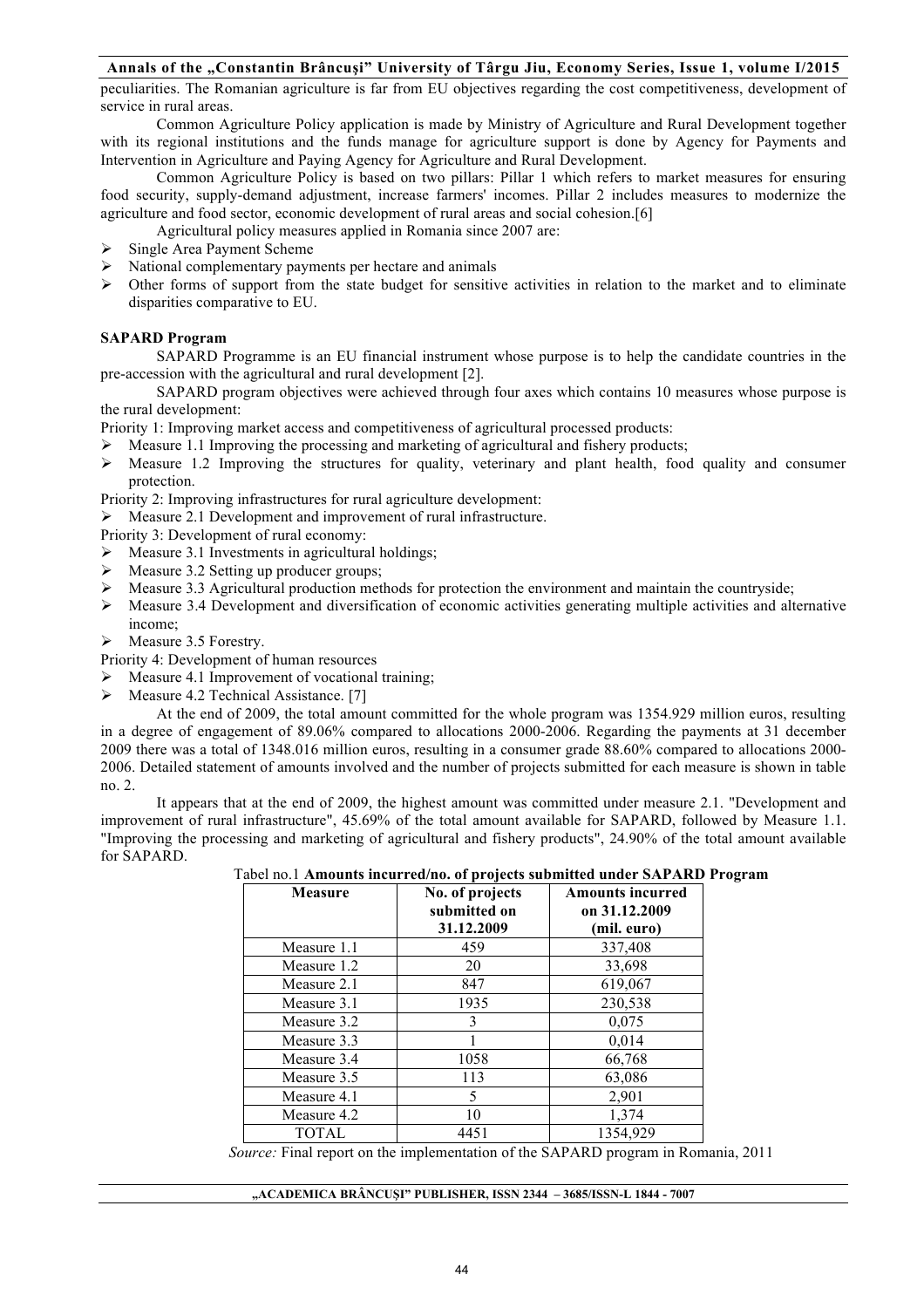peculiarities. The Romanian agriculture is far from EU objectives regarding the cost competitiveness, development of service in rural areas.

Common Agriculture Policy application is made by Ministry of Agriculture and Rural Development together with its regional institutions and the funds manage for agriculture support is done by Agency for Payments and Intervention in Agriculture and Paying Agency for Agriculture and Rural Development.

Common Agriculture Policy is based on two pillars: Pillar 1 which refers to market measures for ensuring food security, supply-demand adjustment, increase farmers' incomes. Pillar 2 includes measures to modernize the agriculture and food sector, economic development of rural areas and social cohesion.[6]

Agricultural policy measures applied in Romania since 2007 are:

- Single Area Payment Scheme
- National complementary payments per hectare and animals
- Other forms of support from the state budget for sensitive activities in relation to the market and to eliminate disparities comparative to EU.

**SAPARD Program**

SAPARD Programme is an EU financial instrument whose purpose is to help the candidate countries in the pre-accession with the agricultural and rural development [2].

SAPARD program objectives were achieved through four axes which contains 10 measures whose purpose is the rural development:

Priority 1: Improving market access and competitiveness of agricultural processed products:

- Measure 1.1 Improving the processing and marketing of agricultural and fishery products;
- Measure 1.2 Improving the structures for quality, veterinary and plant health, food quality and consumer protection.

Priority 2: Improving infrastructures for rural agriculture development:

- Measure 2.1 Development and improvement of rural infrastructure.

Priority 3: Development of rural economy:

- Measure 3.1 Investments in agricultural holdings;
- Measure 3.2 Setting up producer groups;
- Measure 3.3 Agricultural production methods for protection the environment and maintain the countryside;
- Measure 3.4 Development and diversification of economic activities generating multiple activities and alternative income;
- Measure 3.5 Forestry.

Priority 4: Development of human resources

- Measure 4.1 Improvement of vocational training;
- Measure 4.2 Technical Assistance. [7]

At the end of 2009, the total amount committed for the whole program was 1354.929 million euros, resulting in a degree of engagement of 89.06% compared to allocations 2000-2006. Regarding the payments at 31 december 2009 there was a total of 1348.016 million euros, resulting in a consumer grade 88.60% compared to allocations 2000-2006. Detailed statement of amounts involved and the number of projects submitted for each measure is shown in table no. 2.

It appears that at the end of 2009, the highest amount was committed under measure 2.1. "Development and improvement of rural infrastructure", 45.69% of the total amount available for SAPARD, followed by Measure 1.1. "Improving the processing and marketing of agricultural and fishery products", 24.90% of the total amount available for SAPARD.

Tabel no.1 **Amounts incurred/no. of projects submitted under SAPARD Program**

| Measure | No. of projects submitted on 31.12.2009 | Amounts incurred on 31.12.2009 (mil. euro) |
|---|---|---|
| Measure 1.1 | 459 | 337,408 |
| Measure 1.2 | 20 | 33,698 |
| Measure 2.1 | 847 | 619,067 |
| Measure 3.1 | 1935 | 230,538 |
| Measure 3.2 | 3 | 0,075 |
| Measure 3.3 | 1 | 0,014 |
| Measure 3.4 | 1058 | 66,768 |
| Measure 3.5 | 113 | 63,086 |
| Measure 4.1 | 5 | 2,901 |
| Measure 4.2 | 10 | 1,374 |
| TOTAL | 4451 | 1354,929 |

*Source:* Final report on the implementation of the SAPARD program in Romania, 2011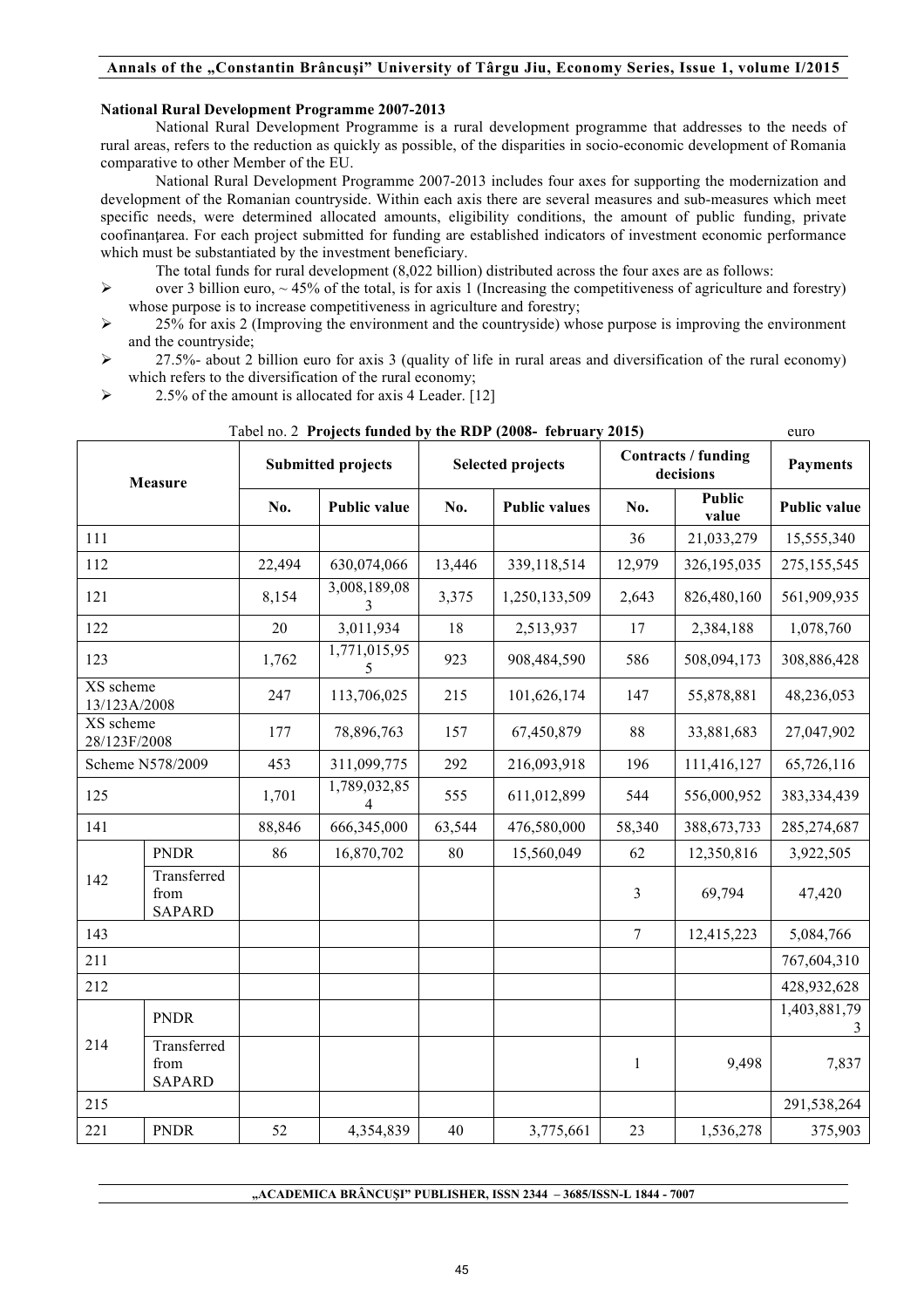**National Rural Development Programme 2007-2013**

National Rural Development Programme is a rural development programme that addresses to the needs of rural areas, refers to the reduction as quickly as possible, of the disparities in socio-economic development of Romania comparative to other Member of the EU.

National Rural Development Programme 2007-2013 includes four axes for supporting the modernization and development of the Romanian countryside. Within each axis there are several measures and sub-measures which meet specific needs, were determined allocated amounts, eligibility conditions, the amount of public funding, private coofinanţarea. For each project submitted for funding are established indicators of investment economic performance which must be substantiated by the investment beneficiary.

The total funds for rural development (8,022 billion) distributed across the four axes are as follows:

- over 3 billion euro, ~ 45% of the total, is for axis 1 (Increasing the competitiveness of agriculture and forestry) whose purpose is to increase competitiveness in agriculture and forestry;
- 25% for axis 2 (Improving the environment and the countryside) whose purpose is improving the environment and the countryside;
- 27.5%- about 2 billion euro for axis 3 (quality of life in rural areas and diversification of the rural economy) which refers to the diversification of the rural economy;
- 2.5% of the amount is allocated for axis 4 Leader. [12]

Tabel no. 2 **Projects funded by the RDP (2008- february 2015)** euro

| Measure | | Submitted projects | | Selected projects | | Contracts / funding decisions | | Payments |
|---|---|---|---|---|---|---|---|---|
| | | No. | Public value | No. | Public values | No. | Public value | Public value |
| 111 | | | | | | 36 | 21,033,279 | 15,555,340 |
| 112 | | 22,494 | 630,074,066 | 13,446 | 339,118,514 | 12,979 | 326,195,035 | 275,155,545 |
| 121 | | 8,154 | 3,008,189,083 | 3,375 | 1,250,133,509 | 2,643 | 826,480,160 | 561,909,935 |
| 122 | | 20 | 3,011,934 | 18 | 2,513,937 | 17 | 2,384,188 | 1,078,760 |
| 123 | | 1,762 | 1,771,015,955 | 923 | 908,484,590 | 586 | 508,094,173 | 308,886,428 |
| XS scheme 13/123A/2008 | | 247 | 113,706,025 | 215 | 101,626,174 | 147 | 55,878,881 | 48,236,053 |
| XS scheme 28/123F/2008 | | 177 | 78,896,763 | 157 | 67,450,879 | 88 | 33,881,683 | 27,047,902 |
| Scheme N578/2009 | | 453 | 311,099,775 | 292 | 216,093,918 | 196 | 111,416,127 | 65,726,116 |
| 125 | | 1,701 | 1,789,032,854 | 555 | 611,012,899 | 544 | 556,000,952 | 383,334,439 |
| 141 | | 88,846 | 666,345,000 | 63,544 | 476,580,000 | 58,340 | 388,673,733 | 285,274,687 |
| 142 | PNDR | 86 | 16,870,702 | 80 | 15,560,049 | 62 | 12,350,816 | 3,922,505 |
| | Transferred from SAPARD | | | | | 3 | 69,794 | 47,420 |
| 143 | | | | | | 7 | 12,415,223 | 5,084,766 |
| 211 | | | | | | | | 767,604,310 |
| 212 | | | | | | | | 428,932,628 |
| 214 | PNDR | | | | | | | 1,403,881,793 |
| | Transferred from SAPARD | | | | | 1 | 9,498 | 7,837 |
| 215 | | | | | | | | 291,538,264 |
| 221 | PNDR | 52 | 4,354,839 | 40 | 3,775,661 | 23 | 1,536,278 | 375,903 |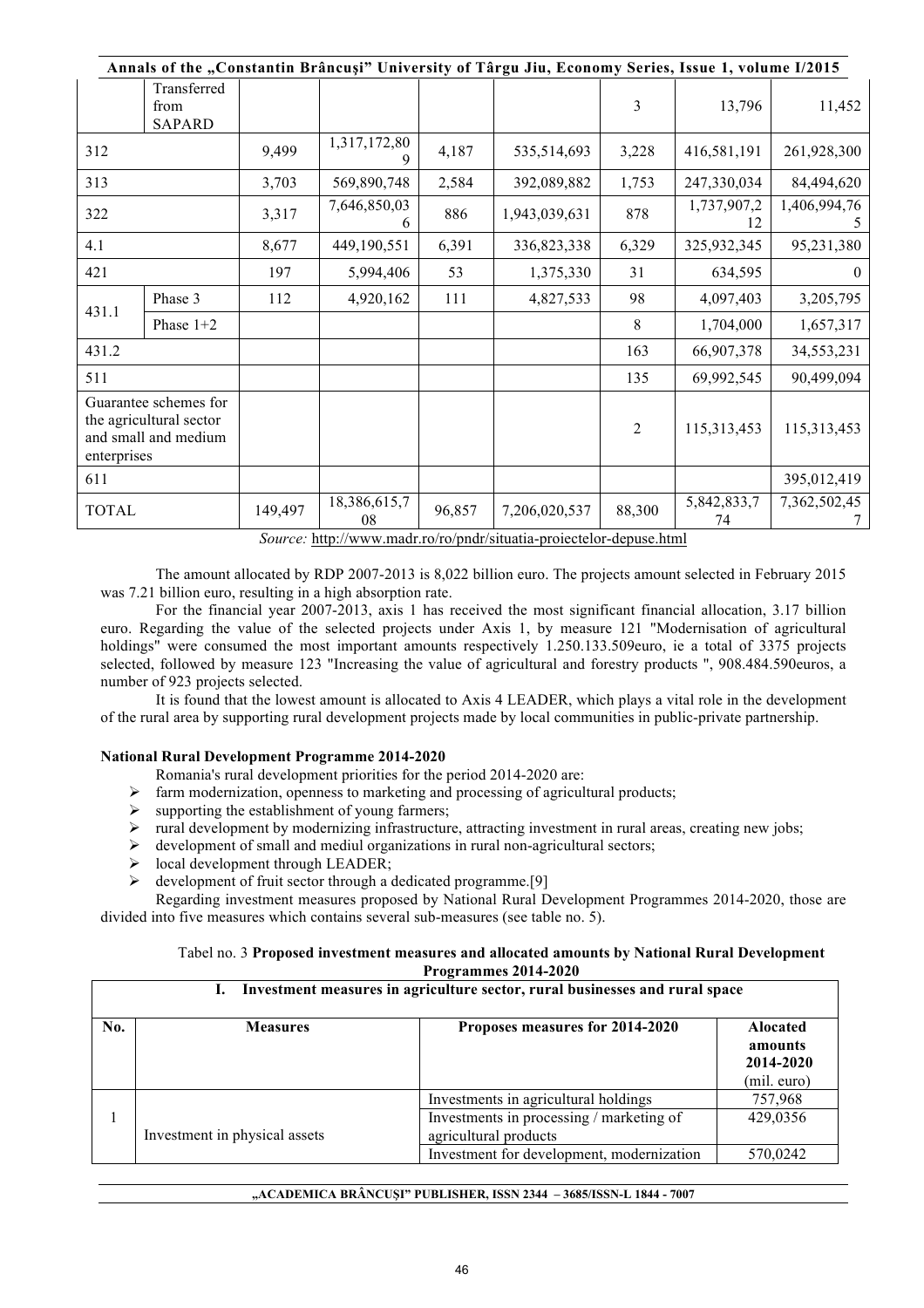|  |  |  |  |  |  |  |  |  |
|---|---|---|---|---|---|---|---|---|
|  | Transferred from SAPARD |  |  |  |  | 3 | 13,796 | 11,452 |
| 312 |  | 9,499 | 1,317,172,809 | 4,187 | 535,514,693 | 3,228 | 416,581,191 | 261,928,300 |
| 313 |  | 3,703 | 569,890,748 | 2,584 | 392,089,882 | 1,753 | 247,330,034 | 84,494,620 |
| 322 |  | 3,317 | 7,646,850,036 | 886 | 1,943,039,631 | 878 | 1,737,907,212 | 1,406,994,765 |
| 4.1 |  | 8,677 | 449,190,551 | 6,391 | 336,823,338 | 6,329 | 325,932,345 | 95,231,380 |
| 421 |  | 197 | 5,994,406 | 53 | 1,375,330 | 31 | 634,595 | 0 |
| 431.1 | Phase 3 | 112 | 4,920,162 | 111 | 4,827,533 | 98 | 4,097,403 | 3,205,795 |
|  | Phase 1+2 |  |  |  |  | 8 | 1,704,000 | 1,657,317 |
| 431.2 |  |  |  |  |  | 163 | 66,907,378 | 34,553,231 |
| 511 |  |  |  |  |  | 135 | 69,992,545 | 90,499,094 |
| Guarantee schemes for the agricultural sector and small and medium enterprises |  |  |  |  |  | 2 | 115,313,453 | 115,313,453 |
| 611 |  |  |  |  |  |  |  | 395,012,419 |
| TOTAL |  | 149,497 | 18,386,615,708 | 96,857 | 7,206,020,537 | 88,300 | 5,842,833,774 | 7,362,502,457 |

*Source:* http://www.madr.ro/ro/pndr/situatia-proiectelor-depuse.html

The amount allocated by RDP 2007-2013 is 8,022 billion euro. The projects amount selected in February 2015 was 7.21 billion euro, resulting in a high absorption rate.

For the financial year 2007-2013, axis 1 has received the most significant financial allocation, 3.17 billion euro. Regarding the value of the selected projects under Axis 1, by measure 121 "Modernisation of agricultural holdings" were consumed the most important amounts respectively 1.250.133.509euro, ie a total of 3375 projects selected, followed by measure 123 "Increasing the value of agricultural and forestry products ", 908.484.590euros, a number of 923 projects selected.

It is found that the lowest amount is allocated to Axis 4 LEADER, which plays a vital role in the development of the rural area by supporting rural development projects made by local communities in public-private partnership.

**National Rural Development Programme 2014-2020**

Romania's rural development priorities for the period 2014-2020 are:

- farm modernization, openness to marketing and processing of agricultural products;
- supporting the establishment of young farmers;
- rural development by modernizing infrastructure, attracting investment in rural areas, creating new jobs;
- development of small and mediul organizations in rural non-agricultural sectors;
- local development through LEADER;
- development of fruit sector through a dedicated programme.[9]

Regarding investment measures proposed by National Rural Development Programmes 2014-2020, those are divided into five measures which contains several sub-measures (see table no. 5).

Tabel no. 3 **Proposed investment measures and allocated amounts by National Rural Development Programmes 2014-2020**

| I. Investment measures in agriculture sector, rural businesses and rural space | | | |
|---|---|---|---|
| **No.** | **Measures** | **Proposes measures for 2014-2020** | **Alocated amounts 2014-2020 (mil. euro)** |
| 1 | Investment in physical assets | Investments in agricultural holdings | 757,968 |
|  |  | Investments in processing / marketing of agricultural products | 429,0356 |
|  |  | Investment for development, modernization | 570,0242 |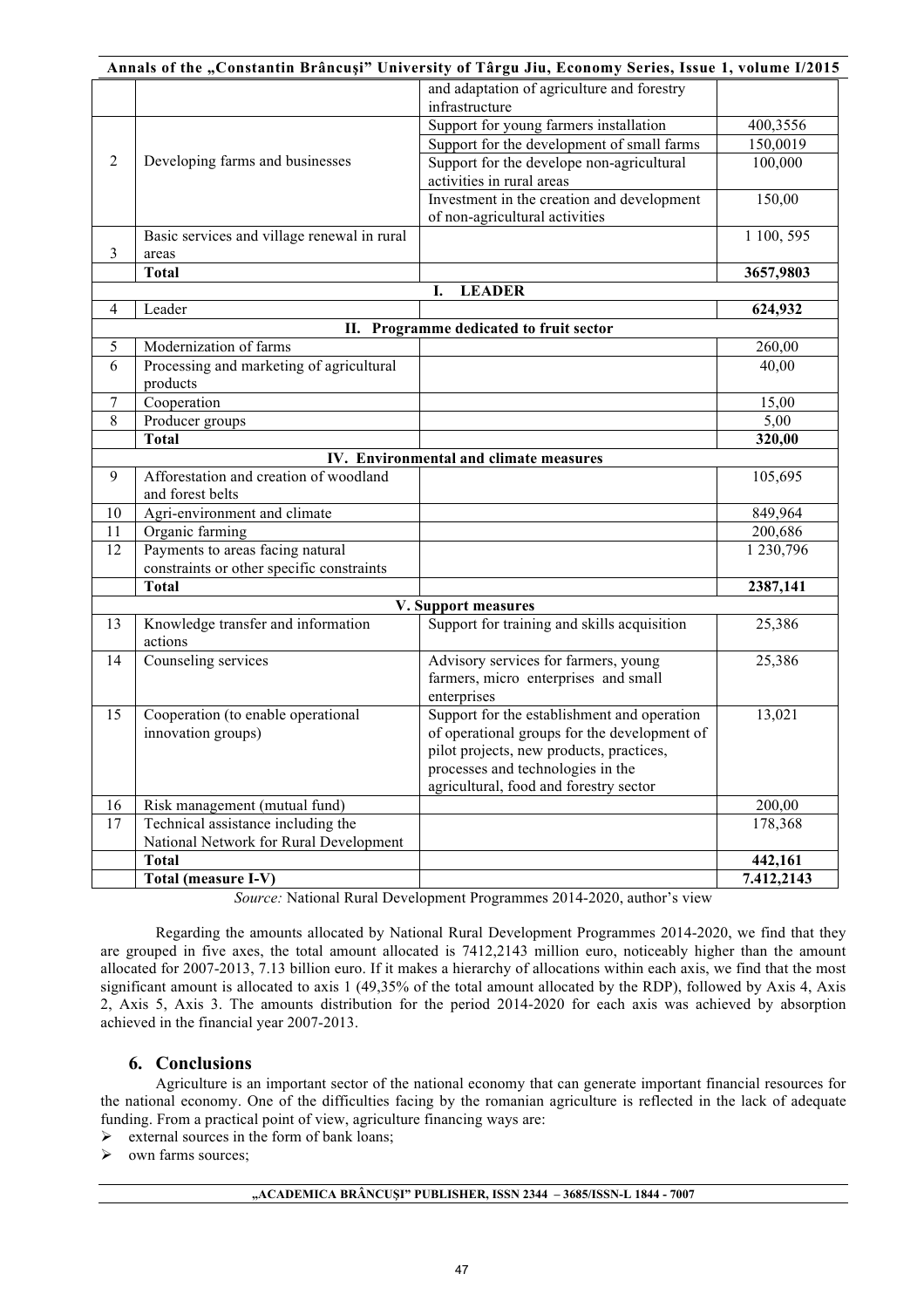|  |  | and adaptation of agriculture and forestry infrastructure |  |
|---|---|---|---|
| 2 | Developing farms and businesses | Support for young farmers installation | 400,3556 |
|  |  | Support for the development of small farms | 150,0019 |
|  |  | Support for the develope non-agricultural activities in rural areas | 100,000 |
|  |  | Investment in the creation and development of non-agricultural activities | 150,00 |
| 3 | Basic services and village renewal in rural areas |  | 1 100, 595 |
|  | **Total** |  | **3657,9803** |
|  |  | **I. LEADER** |  |
| 4 | Leader |  | **624,932** |
|  |  | **II. Programme dedicated to fruit sector** |  |
| 5 | Modernization of farms |  | 260,00 |
| 6 | Processing and marketing of agricultural products |  | 40,00 |
| 7 | Cooperation |  | 15,00 |
| 8 | Producer groups |  | 5,00 |
|  | **Total** |  | **320,00** |
|  |  | **IV. Environmental and climate measures** |  |
| 9 | Afforestation and creation of woodland and forest belts |  | 105,695 |
| 10 | Agri-environment and climate |  | 849,964 |
| 11 | Organic farming |  | 200,686 |
| 12 | Payments to areas facing natural constraints or other specific constraints |  | 1 230,796 |
|  | **Total** |  | **2387,141** |
|  |  | **V. Support measures** |  |
| 13 | Knowledge transfer and information actions | Support for training and skills acquisition | 25,386 |
| 14 | Counseling services | Advisory services for farmers, young farmers, micro enterprises and small enterprises | 25,386 |
| 15 | Cooperation (to enable operational innovation groups) | Support for the establishment and operation of operational groups for the development of pilot projects, new products, practices, processes and technologies in the agricultural, food and forestry sector | 13,021 |
| 16 | Risk management (mutual fund) |  | 200,00 |
| 17 | Technical assistance including the National Network for Rural Development |  | 178,368 |
|  | **Total** |  | **442,161** |
|  | **Total (measure I-V)** |  | **7.412,2143** |

*Source:* National Rural Development Programmes 2014-2020, author's view

Regarding the amounts allocated by National Rural Development Programmes 2014-2020, we find that they are grouped in five axes, the total amount allocated is 7412,2143 million euro, noticeably higher than the amount allocated for 2007-2013, 7.13 billion euro. If it makes a hierarchy of allocations within each axis, we find that the most significant amount is allocated to axis 1 (49,35% of the total amount allocated by the RDP), followed by Axis 4, Axis 2, Axis 5, Axis 3. The amounts distribution for the period 2014-2020 for each axis was achieved by absorption achieved in the financial year 2007-2013.

## 6. Conclusions

Agriculture is an important sector of the national economy that can generate important financial resources for the national economy. One of the difficulties facing by the romanian agriculture is reflected in the lack of adequate funding. From a practical point of view, agriculture financing ways are:

- external sources in the form of bank loans;
- own farms sources;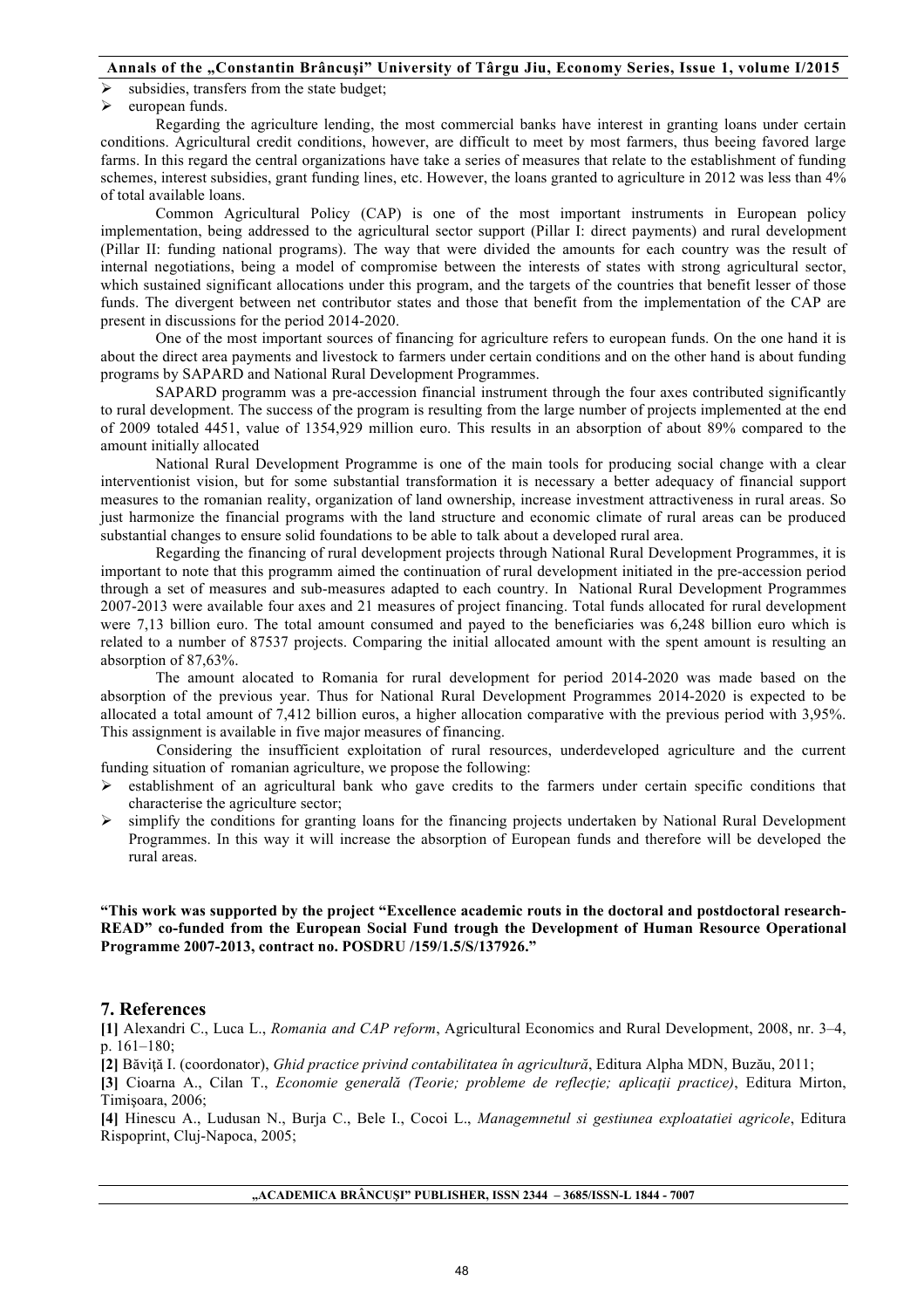- subsidies, transfers from the state budget;
- european funds.

Regarding the agriculture lending, the most commercial banks have interest in granting loans under certain conditions. Agricultural credit conditions, however, are difficult to meet by most farmers, thus beeing favored large farms. In this regard the central organizations have take a series of measures that relate to the establishment of funding schemes, interest subsidies, grant funding lines, etc. However, the loans granted to agriculture in 2012 was less than 4% of total available loans.

Common Agricultural Policy (CAP) is one of the most important instruments in European policy implementation, being addressed to the agricultural sector support (Pillar I: direct payments) and rural development (Pillar II: funding national programs). The way that were divided the amounts for each country was the result of internal negotiations, being a model of compromise between the interests of states with strong agricultural sector, which sustained significant allocations under this program, and the targets of the countries that benefit lesser of those funds. The divergent between net contributor states and those that benefit from the implementation of the CAP are present in discussions for the period 2014-2020.

One of the most important sources of financing for agriculture refers to european funds. On the one hand it is about the direct area payments and livestock to farmers under certain conditions and on the other hand is about funding programs by SAPARD and National Rural Development Programmes.

SAPARD programm was a pre-accession financial instrument through the four axes contributed significantly to rural development. The success of the program is resulting from the large number of projects implemented at the end of 2009 totaled 4451, value of 1354,929 million euro. This results in an absorption of about 89% compared to the amount initially allocated

National Rural Development Programme is one of the main tools for producing social change with a clear interventionist vision, but for some substantial transformation it is necessary a better adequacy of financial support measures to the romanian reality, organization of land ownership, increase investment attractiveness in rural areas. So just harmonize the financial programs with the land structure and economic climate of rural areas can be produced substantial changes to ensure solid foundations to be able to talk about a developed rural area.

Regarding the financing of rural development projects through National Rural Development Programmes, it is important to note that this programm aimed the continuation of rural development initiated in the pre-accession period through a set of measures and sub-measures adapted to each country. In National Rural Development Programmes 2007-2013 were available four axes and 21 measures of project financing. Total funds allocated for rural development were 7,13 billion euro. The total amount consumed and payed to the beneficiaries was 6,248 billion euro which is related to a number of 87537 projects. Comparing the initial allocated amount with the spent amount is resulting an absorption of 87,63%.

The amount alocated to Romania for rural development for period 2014-2020 was made based on the absorption of the previous year. Thus for National Rural Development Programmes 2014-2020 is expected to be allocated a total amount of 7,412 billion euros, a higher allocation comparative with the previous period with 3,95%. This assignment is available in five major measures of financing.

Considering the insufficient exploitation of rural resources, underdeveloped agriculture and the current funding situation of romanian agriculture, we propose the following:

- establishment of an agricultural bank who gave credits to the farmers under certain specific conditions that characterise the agriculture sector;
- simplify the conditions for granting loans for the financing projects undertaken by National Rural Development Programmes. In this way it will increase the absorption of European funds and therefore will be developed the rural areas.

**"This work was supported by the project "Excellence academic routs in the doctoral and postdoctoral research-READ" co-funded from the European Social Fund trough the Development of Human Resource Operational Programme 2007-2013, contract no. POSDRU /159/1.5/S/137926."**

## 7. References

**[1]** Alexandri C., Luca L., *Romania and CAP reform*, Agricultural Economics and Rural Development, 2008, nr. 3–4, p. 161–180;

**[2]** Băviță I. (coordonator), *Ghid practice privind contabilitatea în agricultură*, Editura Alpha MDN, Buzău, 2011;

**[3]** Cioarna A., Cilan T., *Economie generală (Teorie; probleme de reflecție; aplicații practice)*, Editura Mirton, Timișoara, 2006;

**[4]** Hinescu A., Ludusan N., Burja C., Bele I., Cocoi L., *Managemnetul si gestiunea exploatatiei agricole*, Editura Rispoprint, Cluj-Napoca, 2005;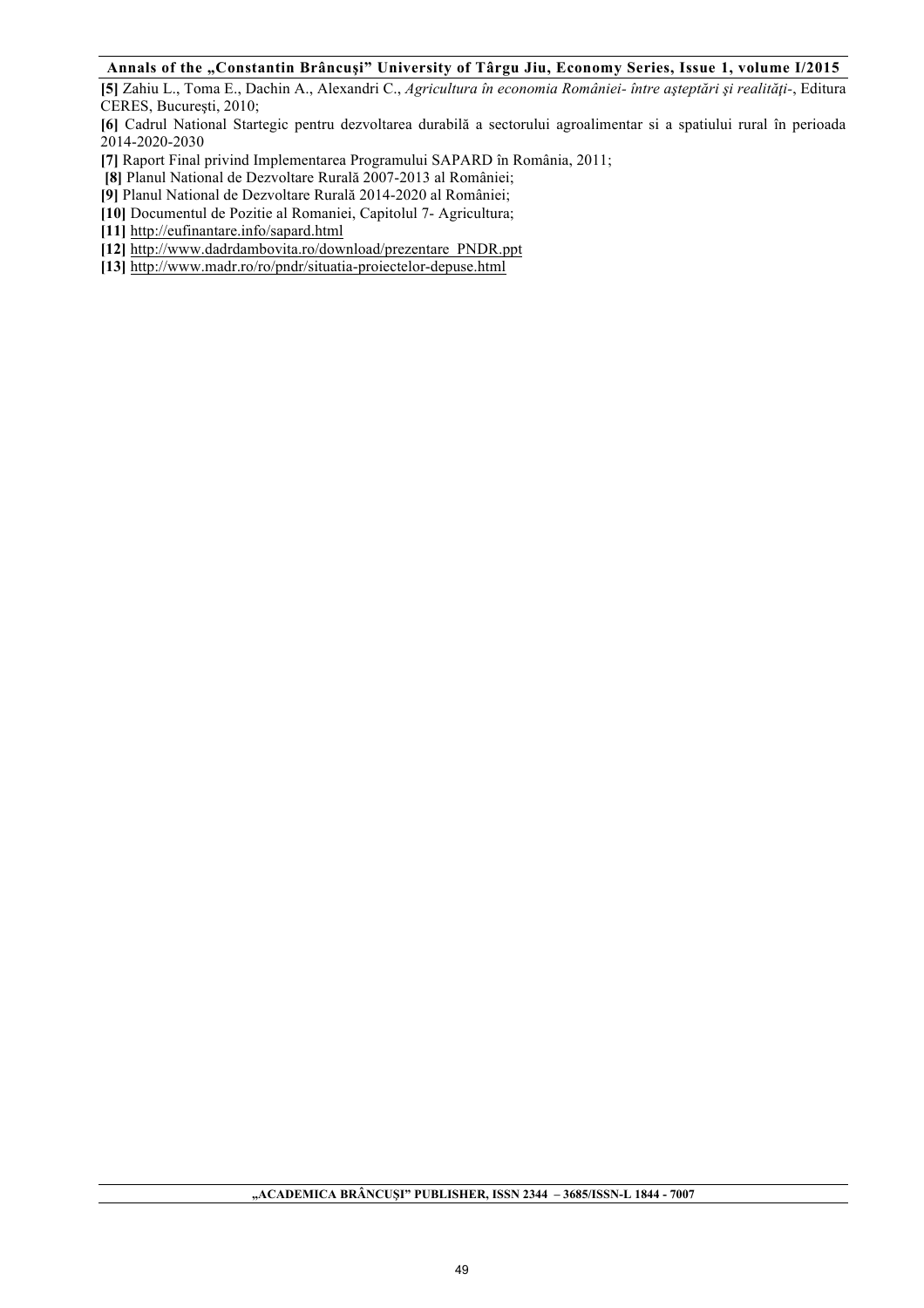**[5]** Zahiu L., Toma E., Dachin A., Alexandri C., *Agricultura în economia României- între aşteptări şi realităţi-*, Editura CERES, Bucureşti, 2010;

**[6]** Cadrul National Startegic pentru dezvoltarea durabilă a sectorului agroalimentar si a spatiului rural în perioada 2014-2020-2030

**[7]** Raport Final privind Implementarea Programului SAPARD în România, 2011;

**[8]** Planul National de Dezvoltare Rurală 2007-2013 al României;

**[9]** Planul National de Dezvoltare Rurală 2014-2020 al României;

**[10]** Documentul de Pozitie al Romaniei, Capitolul 7- Agricultura;

**[11]** http://eufinantare.info/sapard.html

**[12]** http://www.dadrdambovita.ro/download/prezentare_PNDR.ppt

**[13]** http://www.madr.ro/ro/pndr/situatia-proiectelor-depuse.html